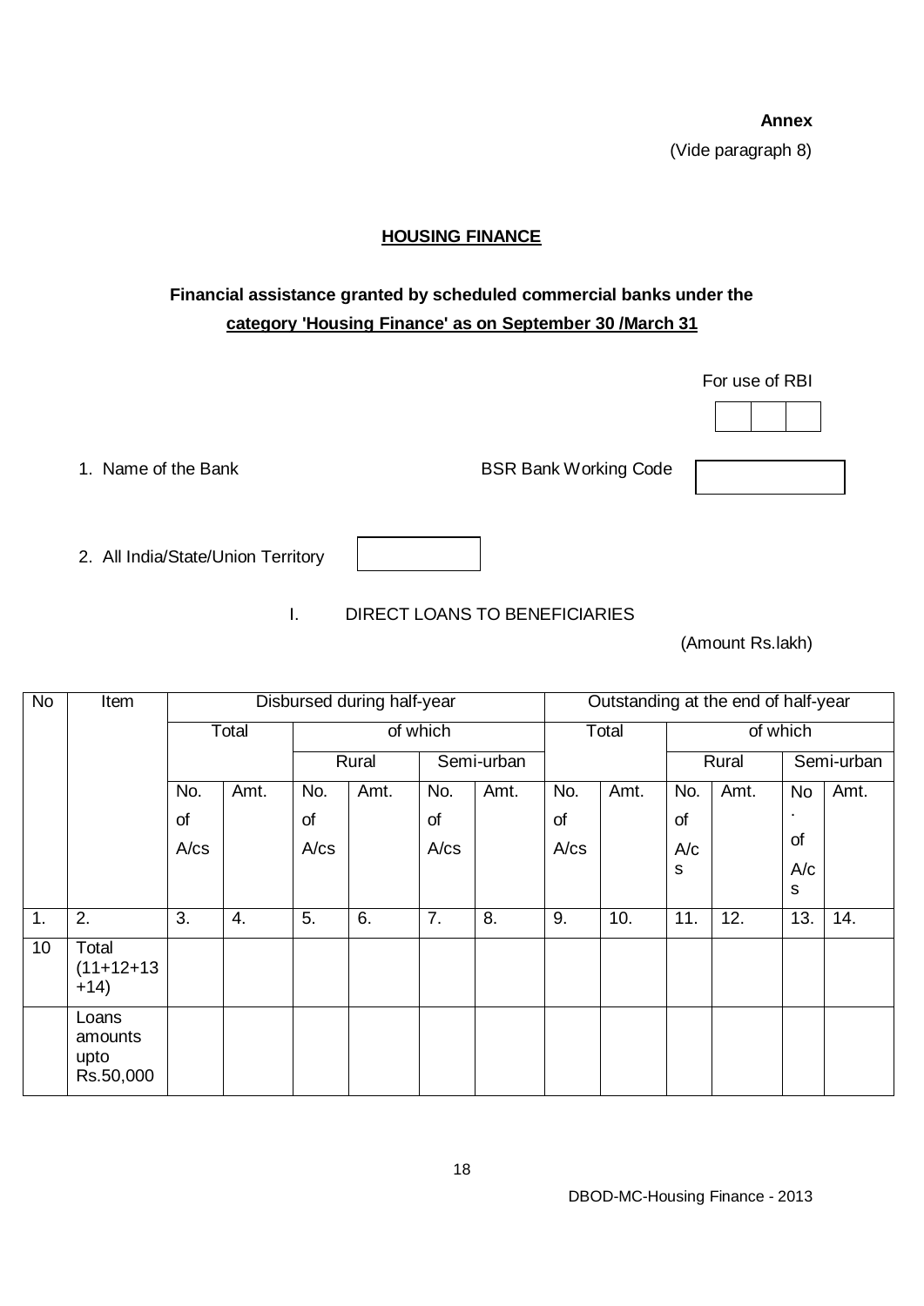**Annex**

(Vide paragraph 8)

## HOUSING FINANCE

**Financial assistance granted by scheduled commercial banks under the category 'Housing Finance' as on September 30 /March 31**

For use of RBI

| | | |
|---|---|---|
| | | |

1. Name of the Bank BSR Bank Working Code

2. All India/State/Union Territory

I. DIRECT LOANS TO BENEFICIARIES

(Amount Rs.lakh)

| No | Item | Disbursed during half-year | | | | | | Outstanding at the end of half-year | | | | | |
|---|---|---|---|---|---|---|---|---|---|---|---|---|---|
| | | Total | | of which | | | | Total | | of which | | | |
| | | | | Rural | | Semi-urban | | | | Rural | | Semi-urban | |
| | | No. of A/cs | Amt. | No. of A/cs | Amt. | No. of A/cs | Amt. | No. of A/cs | Amt. | No. of A/cs | Amt. | No. of A/cs | Amt. |
| 1. | 2. | 3. | 4. | 5. | 6. | 7. | 8. | 9. | 10. | 11. | 12. | 13. | 14. |
| 10 | Total (11+12+13+14) | | | | | | | | | | | | |
| | Loans amounts upto Rs.50,000 | | | | | | | | | | | | |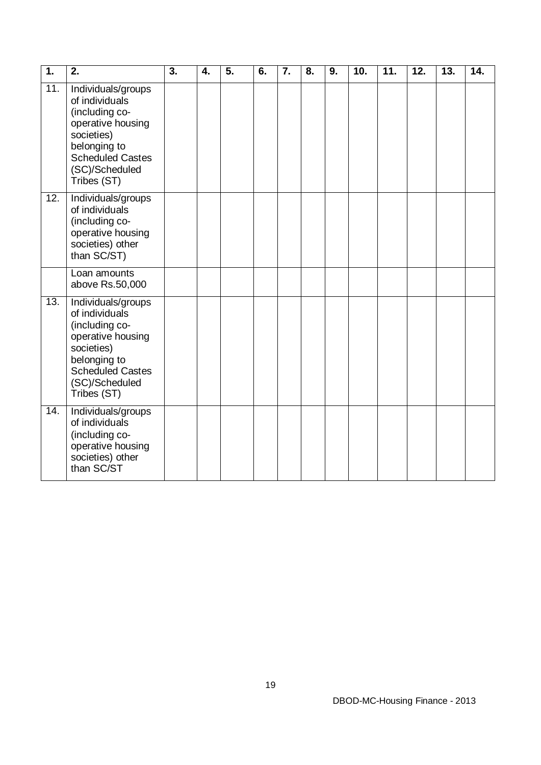| 1. | 2. | 3. | 4. | 5. | 6. | 7. | 8. | 9. | 10. | 11. | 12. | 13. | 14. |
|---|---|---|---|---|---|---|---|---|---|---|---|---|---|
| 11. | Individuals/groups of individuals (including co-operative housing societies) belonging to Scheduled Castes (SC)/Scheduled Tribes (ST) | | | | | | | | | | | | |
| 12. | Individuals/groups of individuals (including co-operative housing societies) other than SC/ST) | | | | | | | | | | | | |
| | Loan amounts above Rs.50,000 | | | | | | | | | | | | |
| 13. | Individuals/groups of individuals (including co-operative housing societies) belonging to Scheduled Castes (SC)/Scheduled Tribes (ST) | | | | | | | | | | | | |
| 14. | Individuals/groups of individuals (including co-operative housing societies) other than SC/ST | | | | | | | | | | | | |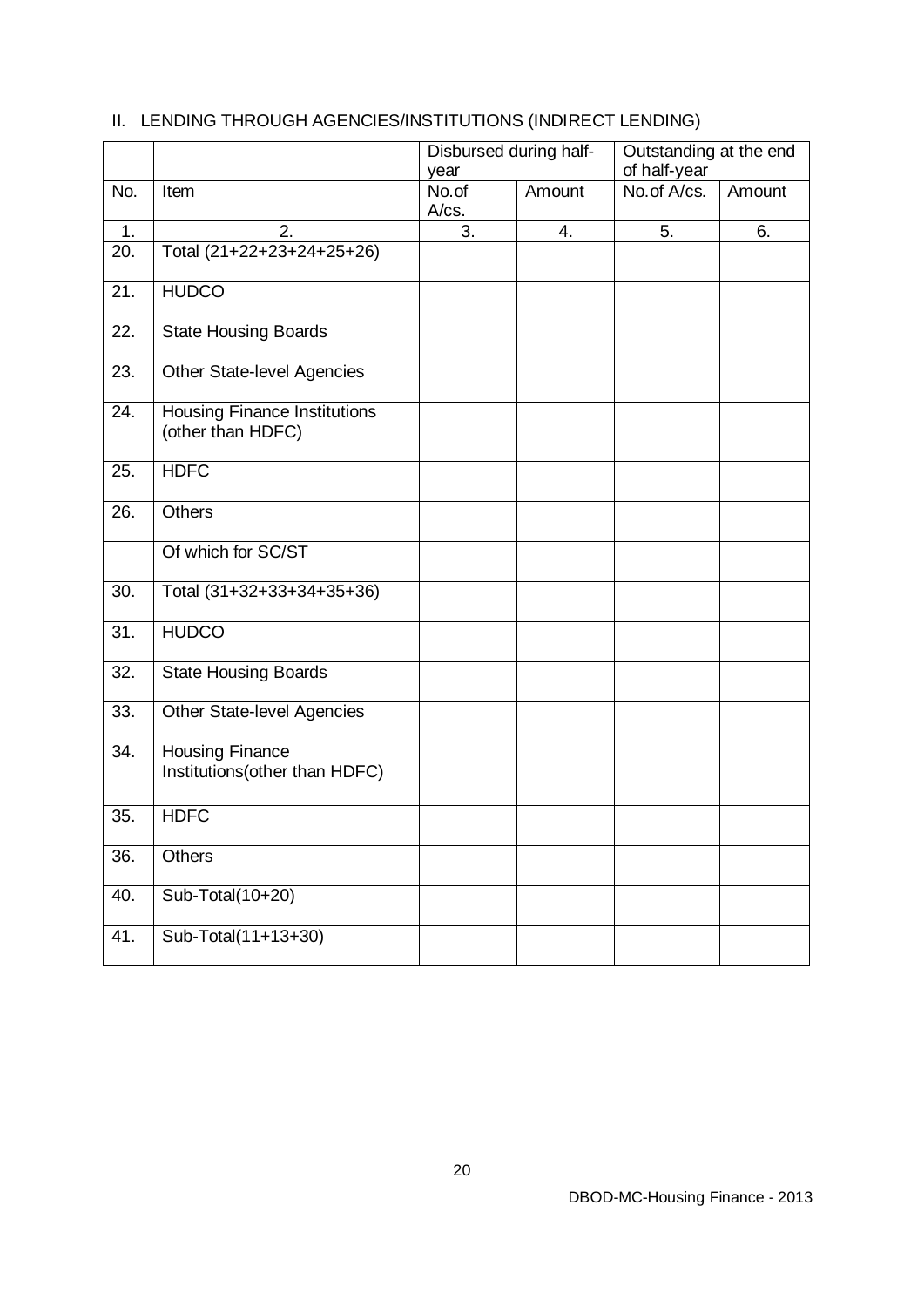II. LENDING THROUGH AGENCIES/INSTITUTIONS (INDIRECT LENDING)

| | | Disbursed during half-year | | Outstanding at the end of half-year | |
|---|---|---|---|---|---|
| No. | Item | No.of A/cs. | Amount | No.of A/cs. | Amount |
| 1. | 2. | 3. | 4. | 5. | 6. |
| 20. | Total (21+22+23+24+25+26) | | | | |
| 21. | HUDCO | | | | |
| 22. | State Housing Boards | | | | |
| 23. | Other State-level Agencies | | | | |
| 24. | Housing Finance Institutions (other than HDFC) | | | | |
| 25. | HDFC | | | | |
| 26. | Others | | | | |
| | Of which for SC/ST | | | | |
| 30. | Total (31+32+33+34+35+36) | | | | |
| 31. | HUDCO | | | | |
| 32. | State Housing Boards | | | | |
| 33. | Other State-level Agencies | | | | |
| 34. | Housing Finance Institutions(other than HDFC) | | | | |
| 35. | HDFC | | | | |
| 36. | Others | | | | |
| 40. | Sub-Total(10+20) | | | | |
| 41. | Sub-Total(11+13+30) | | | | |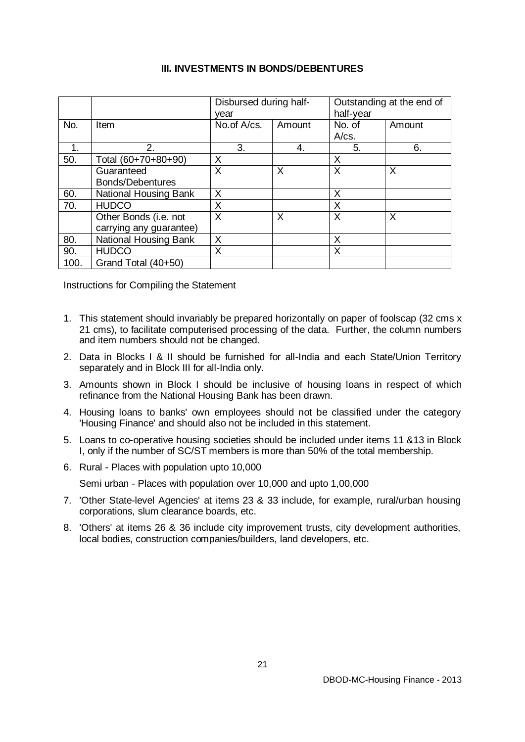### III. INVESTMENTS IN BONDS/DEBENTURES

| | | Disbursed during half-year | | Outstanding at the end of half-year | |
|---|---|---|---|---|---|
| No. | Item | No.of A/cs. | Amount | No. of A/cs. | Amount |
| 1. | 2. | 3. | 4. | 5. | 6. |
| 50. | Total (60+70+80+90) | X | | X | |
| | Guaranteed Bonds/Debentures | X | X | X | X |
| 60. | National Housing Bank | X | | X | |
| 70. | HUDCO | X | | X | |
| | Other Bonds (i.e. not carrying any guarantee) | X | X | X | X |
| 80. | National Housing Bank | X | | X | |
| 90. | HUDCO | X | | X | |
| 100. | Grand Total (40+50) | | | | |

Instructions for Compiling the Statement

1. This statement should invariably be prepared horizontally on paper of foolscap (32 cms x 21 cms), to facilitate computerised processing of the data. Further, the column numbers and item numbers should not be changed.
2. Data in Blocks I & II should be furnished for all-India and each State/Union Territory separately and in Block III for all-India only.
3. Amounts shown in Block I should be inclusive of housing loans in respect of which refinance from the National Housing Bank has been drawn.
4. Housing loans to banks' own employees should not be classified under the category 'Housing Finance' and should also not be included in this statement.
5. Loans to co-operative housing societies should be included under items 11 &13 in Block I, only if the number of SC/ST members is more than 50% of the total membership.
6. Rural - Places with population upto 10,000

   Semi urban - Places with population over 10,000 and upto 1,00,000
7. 'Other State-level Agencies' at items 23 & 33 include, for example, rural/urban housing corporations, slum clearance boards, etc.
8. 'Others' at items 26 & 36 include city improvement trusts, city development authorities, local bodies, construction companies/builders, land developers, etc.